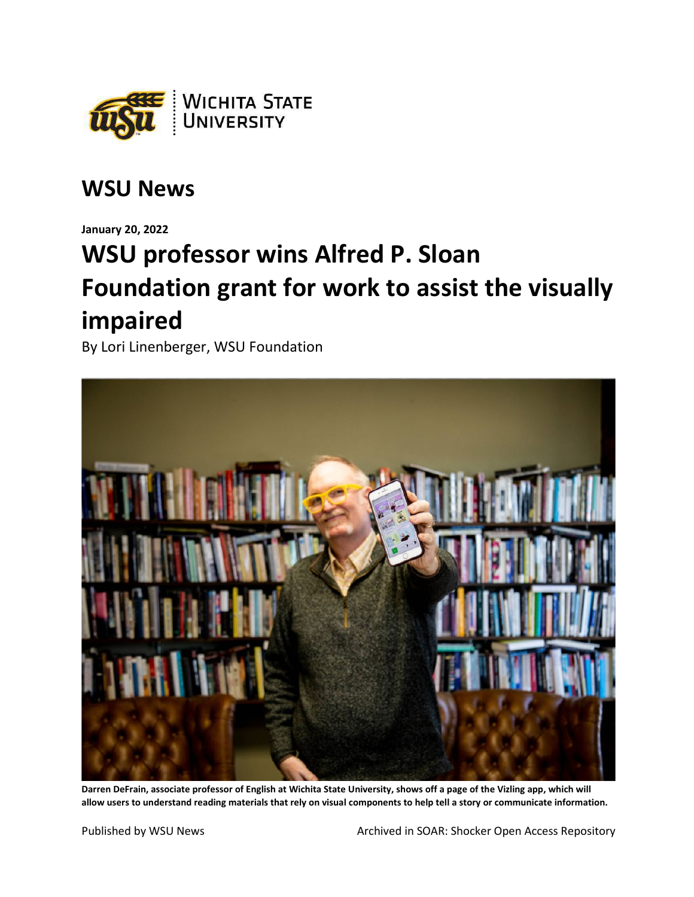Wichita State University

## WSU News

**January 20, 2022**

# WSU professor wins Alfred P. Sloan Foundation grant for work to assist the visually impaired

By Lori Linenberger, WSU Foundation

**Darren DeFrain, associate professor of English at Wichita State University, shows off a page of the Vizling app, which will allow users to understand reading materials that rely on visual components to help tell a story or communicate information.**

Published by WSU News Archived in SOAR: Shocker Open Access Repository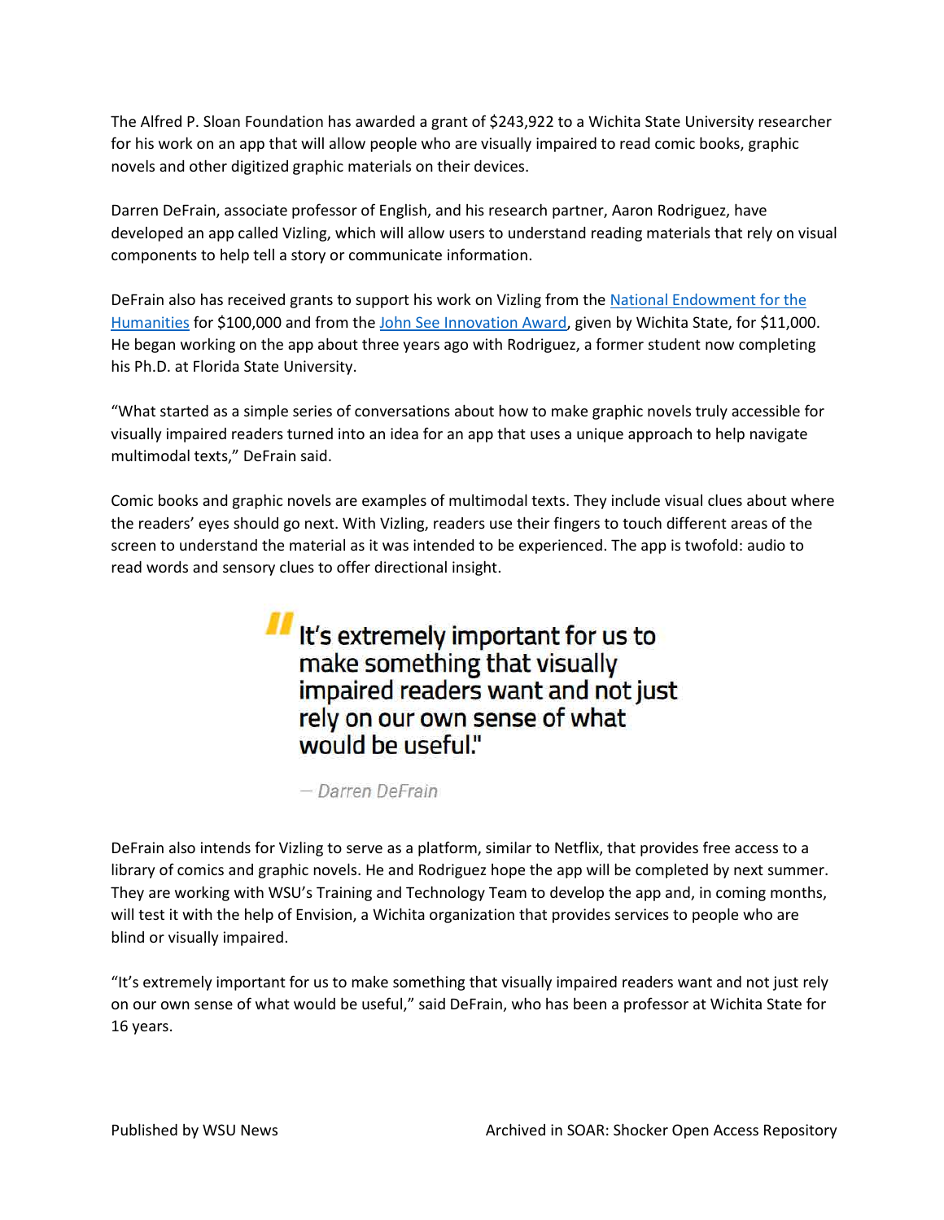The Alfred P. Sloan Foundation has awarded a grant of $243,922 to a Wichita State University researcher for his work on an app that will allow people who are visually impaired to read comic books, graphic novels and other digitized graphic materials on their devices.

Darren DeFrain, associate professor of English, and his research partner, Aaron Rodriguez, have developed an app called Vizling, which will allow users to understand reading materials that rely on visual components to help tell a story or communicate information.

DeFrain also has received grants to support his work on Vizling from the National Endowment for the Humanities for $100,000 and from the John See Innovation Award, given by Wichita State, for $11,000. He began working on the app about three years ago with Rodriguez, a former student now completing his Ph.D. at Florida State University.

"What started as a simple series of conversations about how to make graphic novels truly accessible for visually impaired readers turned into an idea for an app that uses a unique approach to help navigate multimodal texts," DeFrain said.

Comic books and graphic novels are examples of multimodal texts. They include visual clues about where the readers' eyes should go next. With Vizling, readers use their fingers to touch different areas of the screen to understand the material as it was intended to be experienced. The app is twofold: audio to read words and sensory clues to offer directional insight.

> **It's extremely important for us to make something that visually impaired readers want and not just rely on our own sense of what would be useful."**
>
> — *Darren DeFrain*

DeFrain also intends for Vizling to serve as a platform, similar to Netflix, that provides free access to a library of comics and graphic novels. He and Rodriguez hope the app will be completed by next summer. They are working with WSU's Training and Technology Team to develop the app and, in coming months, will test it with the help of Envision, a Wichita organization that provides services to people who are blind or visually impaired.

"It's extremely important for us to make something that visually impaired readers want and not just rely on our own sense of what would be useful," said DeFrain, who has been a professor at Wichita State for 16 years.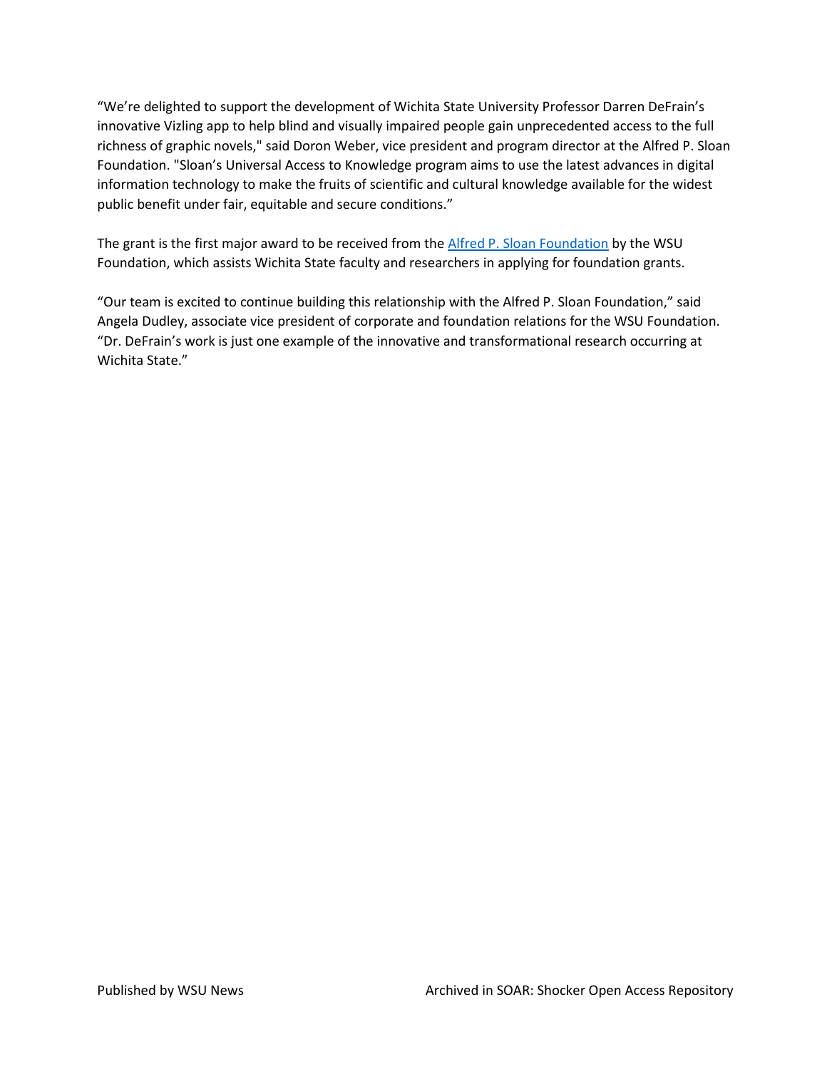“We’re delighted to support the development of Wichita State University Professor Darren DeFrain’s innovative Vizling app to help blind and visually impaired people gain unprecedented access to the full richness of graphic novels," said Doron Weber, vice president and program director at the Alfred P. Sloan Foundation. "Sloan’s Universal Access to Knowledge program aims to use the latest advances in digital information technology to make the fruits of scientific and cultural knowledge available for the widest public benefit under fair, equitable and secure conditions.”

The grant is the first major award to be received from the Alfred P. Sloan Foundation by the WSU Foundation, which assists Wichita State faculty and researchers in applying for foundation grants.

“Our team is excited to continue building this relationship with the Alfred P. Sloan Foundation,” said Angela Dudley, associate vice president of corporate and foundation relations for the WSU Foundation. “Dr. DeFrain’s work is just one example of the innovative and transformational research occurring at Wichita State.”